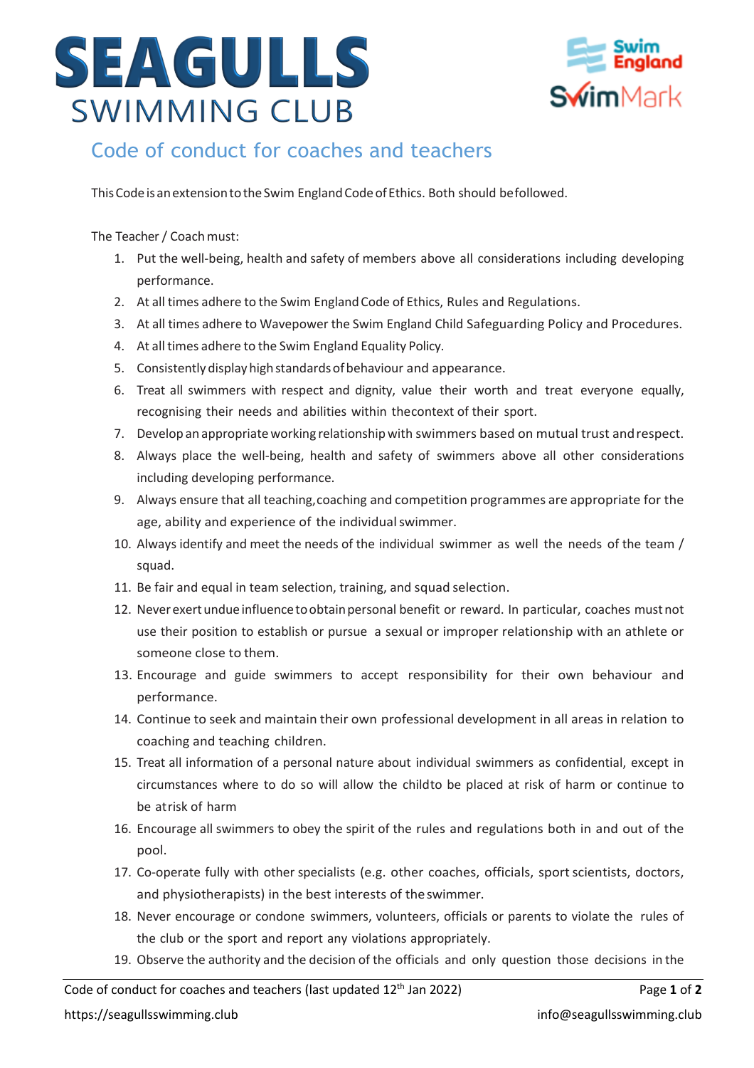# SEAGULLS SWIMMING CLUB

Swim England SwimMark

## Code of conduct for coaches and teachers

This Code is an extension to the Swim England Code of Ethics. Both should be followed.

The Teacher / Coach must:

1. Put the well-being, health and safety of members above all considerations including developing performance.
2. At all times adhere to the Swim England Code of Ethics, Rules and Regulations.
3. At all times adhere to Wavepower the Swim England Child Safeguarding Policy and Procedures.
4. At all times adhere to the Swim England Equality Policy.
5. Consistently display high standards of behaviour and appearance.
6. Treat all swimmers with respect and dignity, value their worth and treat everyone equally, recognising their needs and abilities within the context of their sport.
7. Develop an appropriate working relationship with swimmers based on mutual trust and respect.
8. Always place the well-being, health and safety of swimmers above all other considerations including developing performance.
9. Always ensure that all teaching, coaching and competition programmes are appropriate for the age, ability and experience of the individual swimmer.
10. Always identify and meet the needs of the individual swimmer as well the needs of the team / squad.
11. Be fair and equal in team selection, training, and squad selection.
12. Never exert undue influence to obtain personal benefit or reward. In particular, coaches must not use their position to establish or pursue a sexual or improper relationship with an athlete or someone close to them.
13. Encourage and guide swimmers to accept responsibility for their own behaviour and performance.
14. Continue to seek and maintain their own professional development in all areas in relation to coaching and teaching children.
15. Treat all information of a personal nature about individual swimmers as confidential, except in circumstances where to do so will allow the child to be placed at risk of harm or continue to be at risk of harm
16. Encourage all swimmers to obey the spirit of the rules and regulations both in and out of the pool.
17. Co-operate fully with other specialists (e.g. other coaches, officials, sport scientists, doctors, and physiotherapists) in the best interests of the swimmer.
18. Never encourage or condone swimmers, volunteers, officials or parents to violate the rules of the club or the sport and report any violations appropriately.
19. Observe the authority and the decision of the officials and only question those decisions in the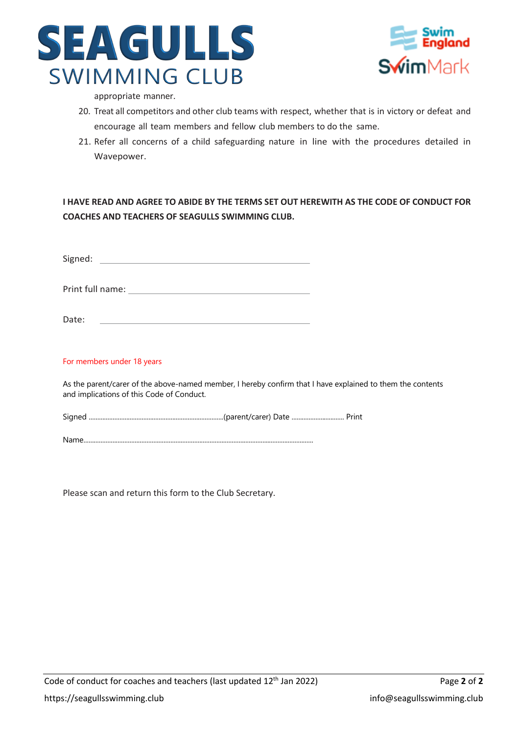appropriate manner.

20. Treat all competitors and other club teams with respect, whether that is in victory or defeat and encourage all team members and fellow club members to do the same.
21. Refer all concerns of a child safeguarding nature in line with the procedures detailed in Wavepower.

**I HAVE READ AND AGREE TO ABIDE BY THE TERMS SET OUT HEREWITH AS THE CODE OF CONDUCT FOR COACHES AND TEACHERS OF SEAGULLS SWIMMING CLUB.**

Signed: ______________________________

Print full name: ______________________________

Date: ______________________________

For members under 18 years

As the parent/carer of the above-named member, I hereby confirm that I have explained to them the contents and implications of this Code of Conduct.

Signed ..............................................................................(parent/carer) Date .............................. Print

Name..........................................................................................................................

Please scan and return this form to the Club Secretary.